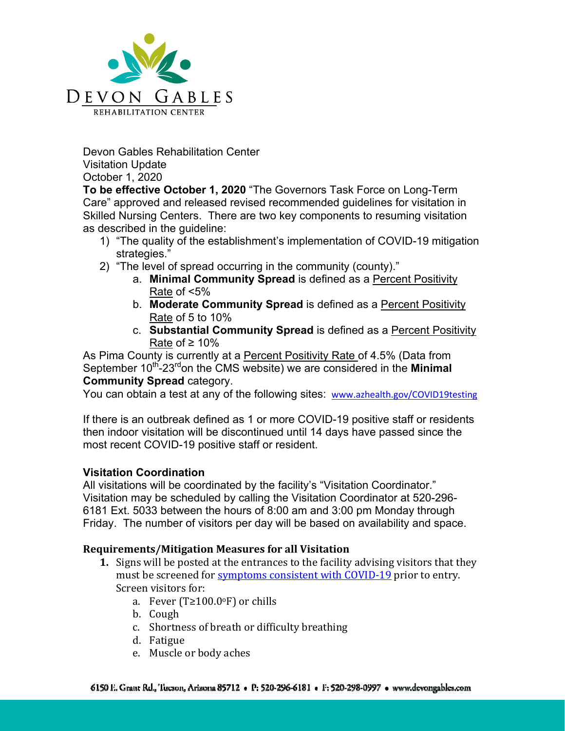DEVON GABLES
REHABILITATION CENTER

Devon Gables Rehabilitation Center
Visitation Update
October 1, 2020

**To be effective October 1, 2020** "The Governors Task Force on Long-Term Care" approved and released revised recommended guidelines for visitation in Skilled Nursing Centers. There are two key components to resuming visitation as described in the guideline:

1) "The quality of the establishment's implementation of COVID-19 mitigation strategies."
2) "The level of spread occurring in the community (county)."
    a. **Minimal Community Spread** is defined as a Percent Positivity Rate of <5%
    b. **Moderate Community Spread** is defined as a Percent Positivity Rate of 5 to 10%
    c. **Substantial Community Spread** is defined as a Percent Positivity Rate of ≥ 10%

As Pima County is currently at a Percent Positivity Rate of 4.5% (Data from September 10th-23rd on the CMS website) we are considered in the **Minimal Community Spread** category.

You can obtain a test at any of the following sites: www.azhealth.gov/COVID19testing

If there is an outbreak defined as 1 or more COVID-19 positive staff or residents then indoor visitation will be discontinued until 14 days have passed since the most recent COVID-19 positive staff or resident.

**Visitation Coordination**

All visitations will be coordinated by the facility's "Visitation Coordinator." Visitation may be scheduled by calling the Visitation Coordinator at 520-296-6181 Ext. 5033 between the hours of 8:00 am and 3:00 pm Monday through Friday. The number of visitors per day will be based on availability and space.

**Requirements/Mitigation Measures for all Visitation**

1. Signs will be posted at the entrances to the facility advising visitors that they must be screened for symptoms consistent with COVID-19 prior to entry. Screen visitors for:
    a. Fever (T≥100.0°F) or chills
    b. Cough
    c. Shortness of breath or difficulty breathing
    d. Fatigue
    e. Muscle or body aches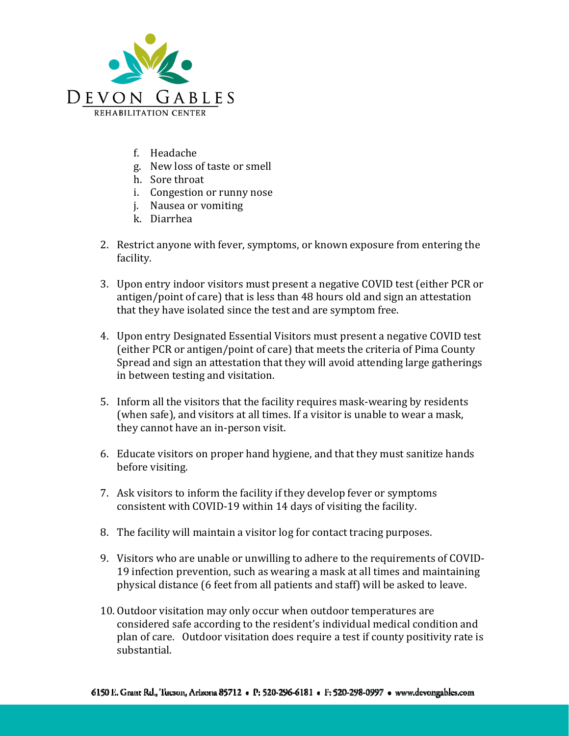f. Headache
g. New loss of taste or smell
h. Sore throat
i. Congestion or runny nose
j. Nausea or vomiting
k. Diarrhea

2. Restrict anyone with fever, symptoms, or known exposure from entering the facility.

3. Upon entry indoor visitors must present a negative COVID test (either PCR or antigen/point of care) that is less than 48 hours old and sign an attestation that they have isolated since the test and are symptom free.

4. Upon entry Designated Essential Visitors must present a negative COVID test (either PCR or antigen/point of care) that meets the criteria of Pima County Spread and sign an attestation that they will avoid attending large gatherings in between testing and visitation.

5. Inform all the visitors that the facility requires mask-wearing by residents (when safe), and visitors at all times. If a visitor is unable to wear a mask, they cannot have an in-person visit.

6. Educate visitors on proper hand hygiene, and that they must sanitize hands before visiting.

7. Ask visitors to inform the facility if they develop fever or symptoms consistent with COVID-19 within 14 days of visiting the facility.

8. The facility will maintain a visitor log for contact tracing purposes.

9. Visitors who are unable or unwilling to adhere to the requirements of COVID-19 infection prevention, such as wearing a mask at all times and maintaining physical distance (6 feet from all patients and staff) will be asked to leave.

10. Outdoor visitation may only occur when outdoor temperatures are considered safe according to the resident's individual medical condition and plan of care. Outdoor visitation does require a test if county positivity rate is substantial.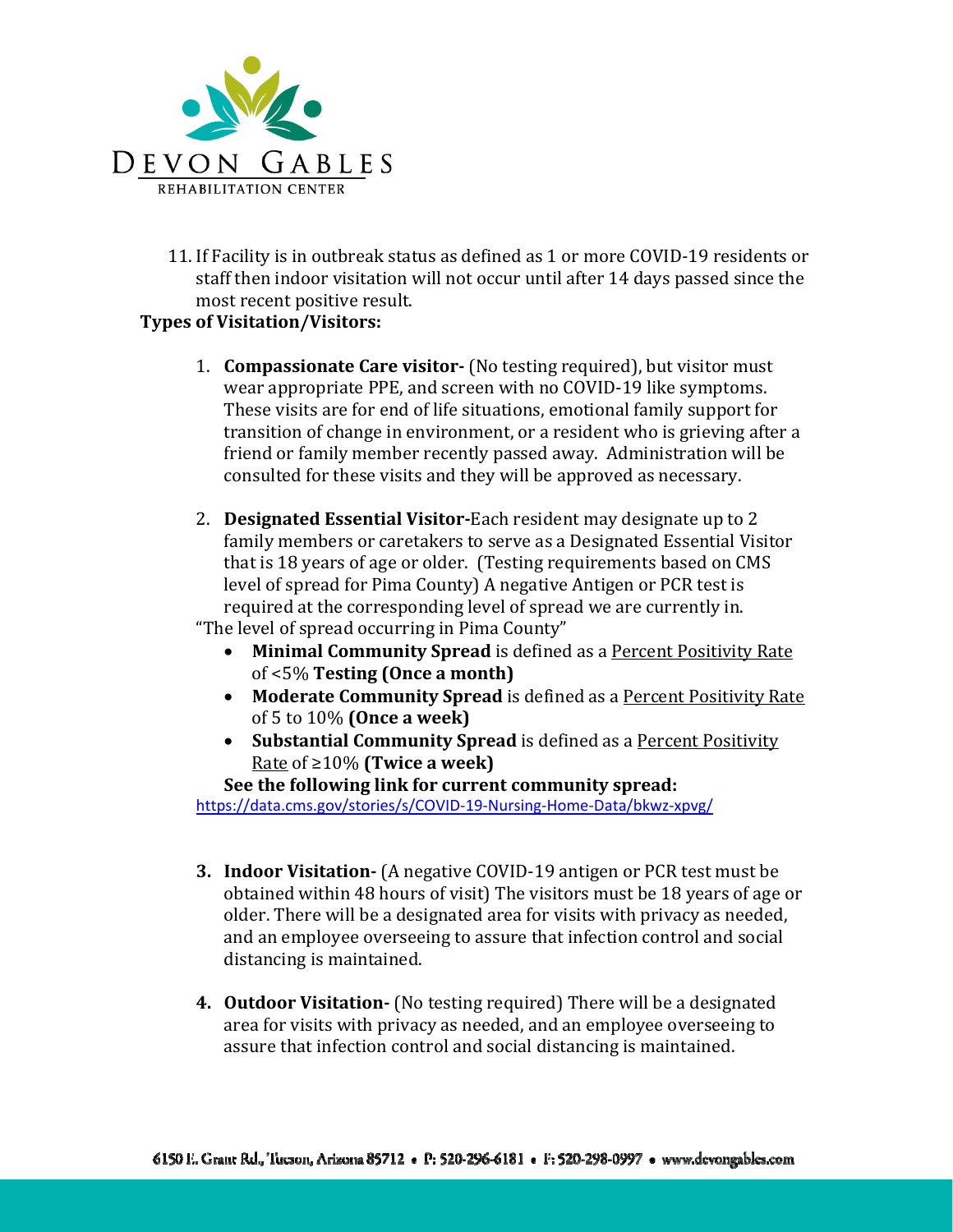11. If Facility is in outbreak status as defined as 1 or more COVID-19 residents or staff then indoor visitation will not occur until after 14 days passed since the most recent positive result.

**Types of Visitation/Visitors:**

1. **Compassionate Care visitor-** (No testing required), but visitor must wear appropriate PPE, and screen with no COVID-19 like symptoms. These visits are for end of life situations, emotional family support for transition of change in environment, or a resident who is grieving after a friend or family member recently passed away. Administration will be consulted for these visits and they will be approved as necessary.

2. **Designated Essential Visitor-**Each resident may designate up to 2 family members or caretakers to serve as a Designated Essential Visitor that is 18 years of age or older. (Testing requirements based on CMS level of spread for Pima County) A negative Antigen or PCR test is required at the corresponding level of spread we are currently in.

"The level of spread occurring in Pima County"

- **Minimal Community Spread** is defined as a Percent Positivity Rate of <5% **Testing (Once a month)**
- **Moderate Community Spread** is defined as a Percent Positivity Rate of 5 to 10% **(Once a week)**
- **Substantial Community Spread** is defined as a Percent Positivity Rate of ≥10% **(Twice a week)**

**See the following link for current community spread:**
https://data.cms.gov/stories/s/COVID-19-Nursing-Home-Data/bkwz-xpvg/

3. **Indoor Visitation-** (A negative COVID-19 antigen or PCR test must be obtained within 48 hours of visit) The visitors must be 18 years of age or older. There will be a designated area for visits with privacy as needed, and an employee overseeing to assure that infection control and social distancing is maintained.

4. **Outdoor Visitation-** (No testing required) There will be a designated area for visits with privacy as needed, and an employee overseeing to assure that infection control and social distancing is maintained.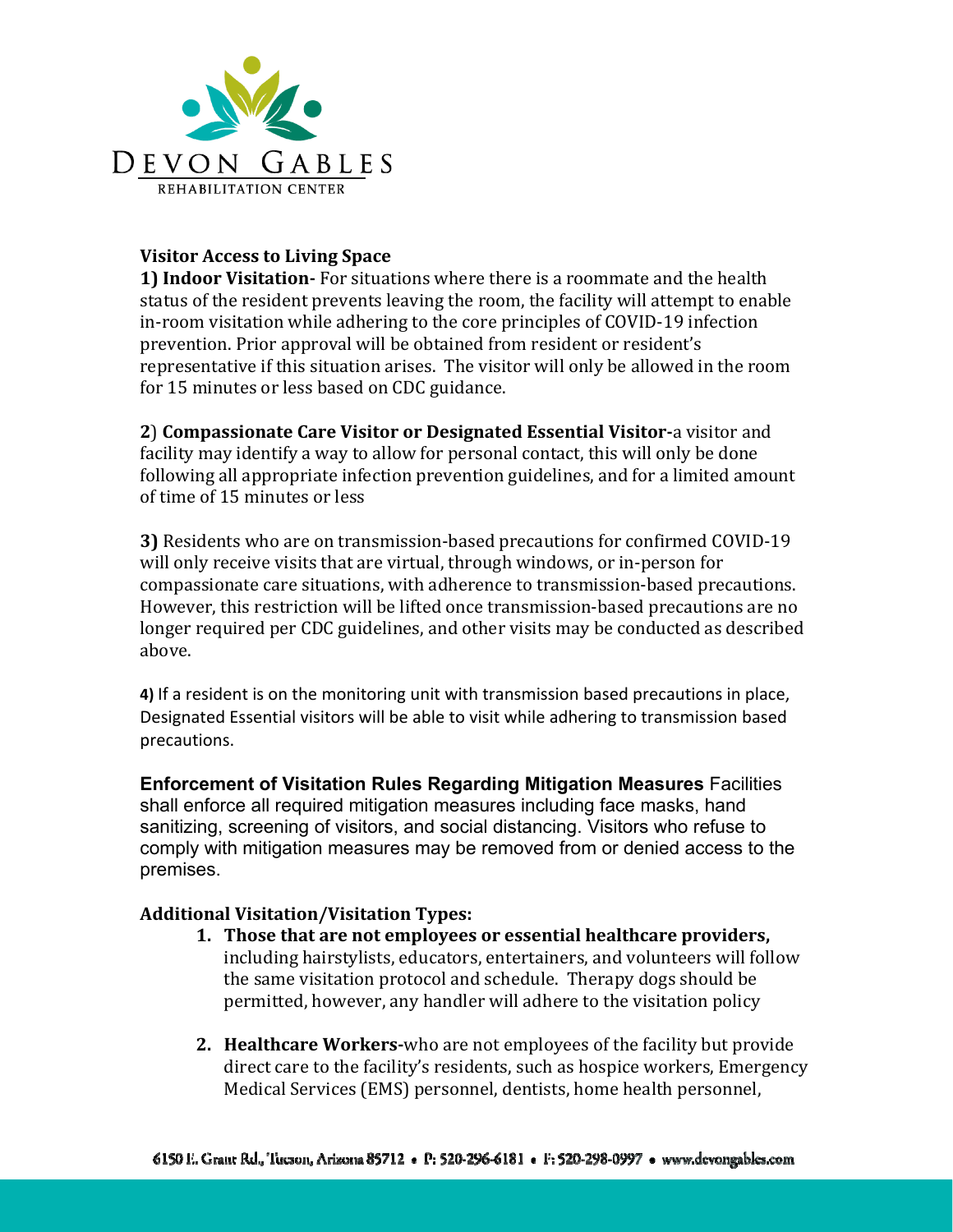**Visitor Access to Living Space**

**1) Indoor Visitation-** For situations where there is a roommate and the health status of the resident prevents leaving the room, the facility will attempt to enable in-room visitation while adhering to the core principles of COVID-19 infection prevention. Prior approval will be obtained from resident or resident's representative if this situation arises. The visitor will only be allowed in the room for 15 minutes or less based on CDC guidance.

**2**) **Compassionate Care Visitor or Designated Essential Visitor-**a visitor and facility may identify a way to allow for personal contact, this will only be done following all appropriate infection prevention guidelines, and for a limited amount of time of 15 minutes or less

**3)** Residents who are on transmission-based precautions for confirmed COVID-19 will only receive visits that are virtual, through windows, or in-person for compassionate care situations, with adherence to transmission-based precautions. However, this restriction will be lifted once transmission-based precautions are no longer required per CDC guidelines, and other visits may be conducted as described above.

**4)** If a resident is on the monitoring unit with transmission based precautions in place, Designated Essential visitors will be able to visit while adhering to transmission based precautions.

**Enforcement of Visitation Rules Regarding Mitigation Measures** Facilities shall enforce all required mitigation measures including face masks, hand sanitizing, screening of visitors, and social distancing. Visitors who refuse to comply with mitigation measures may be removed from or denied access to the premises.

**Additional Visitation/Visitation Types:**

1. **Those that are not employees or essential healthcare providers,** including hairstylists, educators, entertainers, and volunteers will follow the same visitation protocol and schedule. Therapy dogs should be permitted, however, any handler will adhere to the visitation policy

2. **Healthcare Workers-**who are not employees of the facility but provide direct care to the facility's residents, such as hospice workers, Emergency Medical Services (EMS) personnel, dentists, home health personnel,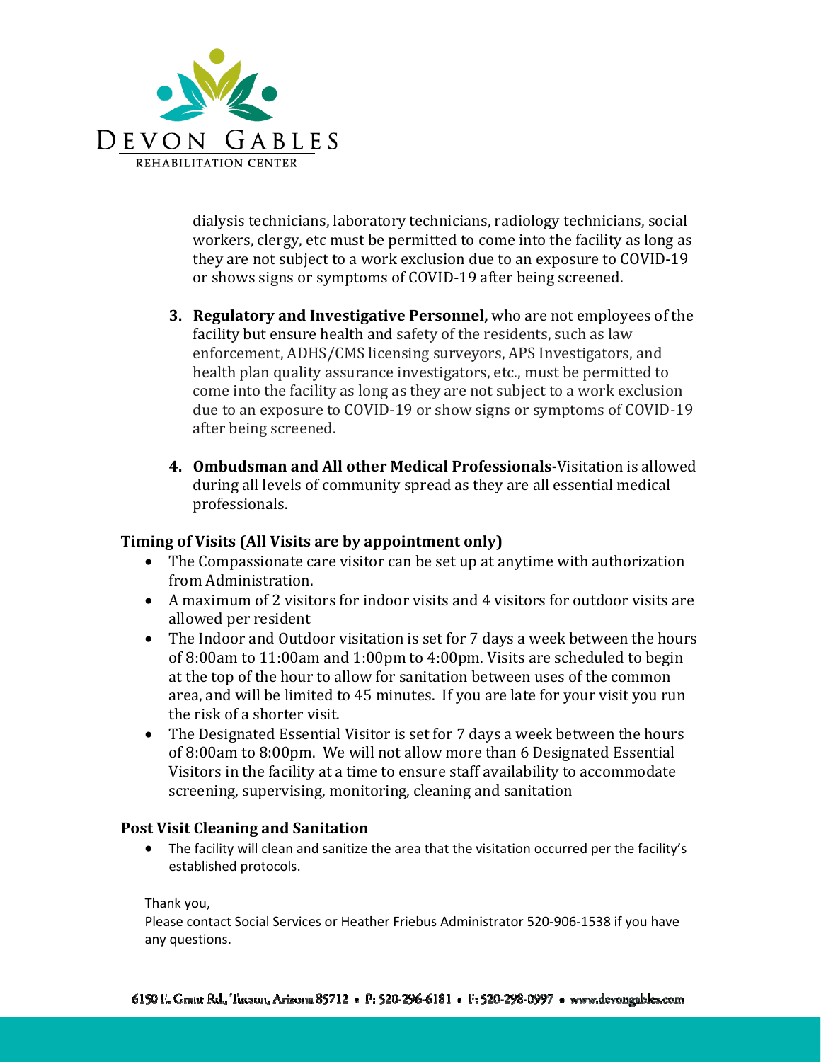dialysis technicians, laboratory technicians, radiology technicians, social workers, clergy, etc must be permitted to come into the facility as long as they are not subject to a work exclusion due to an exposure to COVID-19 or shows signs or symptoms of COVID-19 after being screened.

3. **Regulatory and Investigative Personnel,** who are not employees of the facility but ensure health and safety of the residents, such as law enforcement, ADHS/CMS licensing surveyors, APS Investigators, and health plan quality assurance investigators, etc., must be permitted to come into the facility as long as they are not subject to a work exclusion due to an exposure to COVID-19 or show signs or symptoms of COVID-19 after being screened.

4. **Ombudsman and All other Medical Professionals-**Visitation is allowed during all levels of community spread as they are all essential medical professionals.

### Timing of Visits (All Visits are by appointment only)

- The Compassionate care visitor can be set up at anytime with authorization from Administration.
- A maximum of 2 visitors for indoor visits and 4 visitors for outdoor visits are allowed per resident
- The Indoor and Outdoor visitation is set for 7 days a week between the hours of 8:00am to 11:00am and 1:00pm to 4:00pm. Visits are scheduled to begin at the top of the hour to allow for sanitation between uses of the common area, and will be limited to 45 minutes. If you are late for your visit you run the risk of a shorter visit.
- The Designated Essential Visitor is set for 7 days a week between the hours of 8:00am to 8:00pm. We will not allow more than 6 Designated Essential Visitors in the facility at a time to ensure staff availability to accommodate screening, supervising, monitoring, cleaning and sanitation

### Post Visit Cleaning and Sanitation

- The facility will clean and sanitize the area that the visitation occurred per the facility's established protocols.

Thank you,
Please contact Social Services or Heather Friebus Administrator 520-906-1538 if you have any questions.